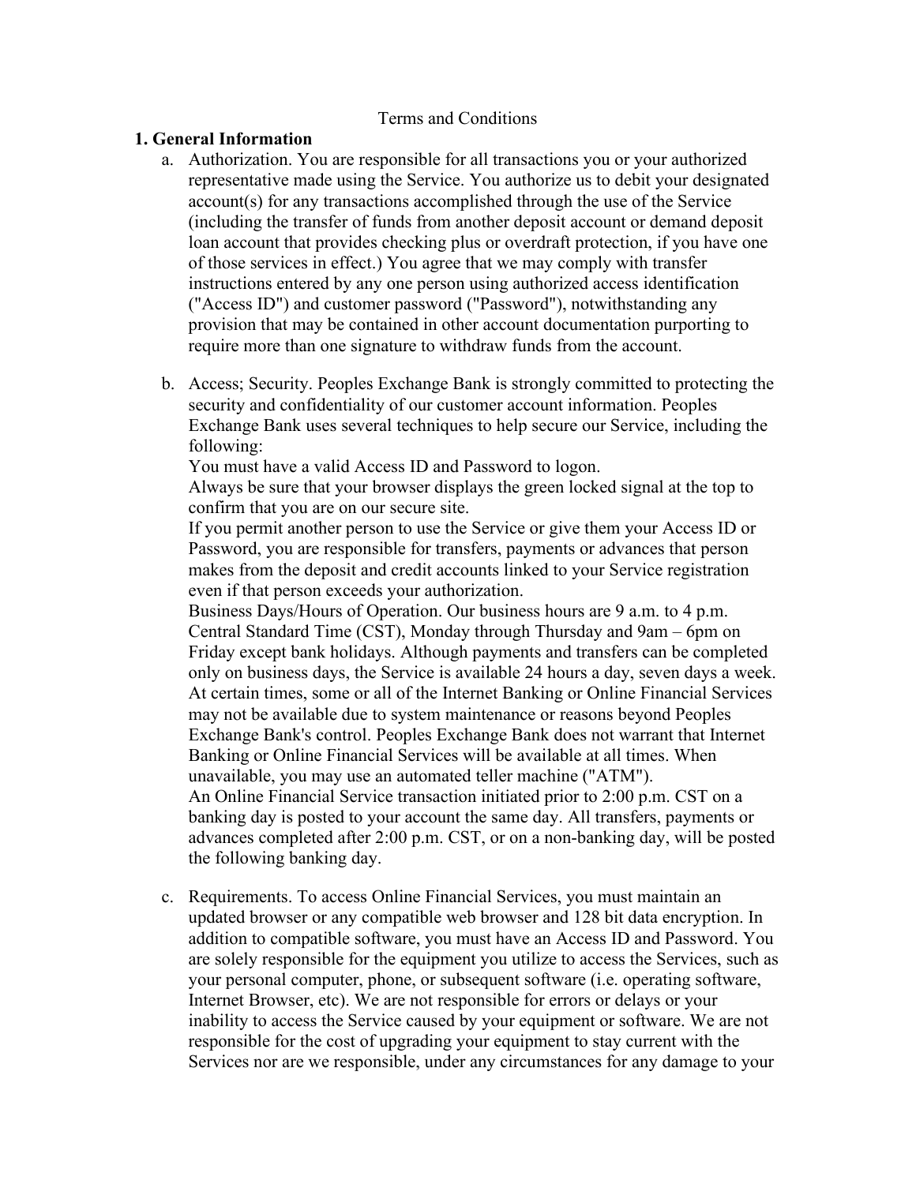Terms and Conditions

## 1. General Information

a. Authorization. You are responsible for all transactions you or your authorized representative made using the Service. You authorize us to debit your designated account(s) for any transactions accomplished through the use of the Service (including the transfer of funds from another deposit account or demand deposit loan account that provides checking plus or overdraft protection, if you have one of those services in effect.) You agree that we may comply with transfer instructions entered by any one person using authorized access identification ("Access ID") and customer password ("Password"), notwithstanding any provision that may be contained in other account documentation purporting to require more than one signature to withdraw funds from the account.

b. Access; Security. Peoples Exchange Bank is strongly committed to protecting the security and confidentiality of our customer account information. Peoples Exchange Bank uses several techniques to help secure our Service, including the following:
   You must have a valid Access ID and Password to logon.
   Always be sure that your browser displays the green locked signal at the top to confirm that you are on our secure site.
   If you permit another person to use the Service or give them your Access ID or Password, you are responsible for transfers, payments or advances that person makes from the deposit and credit accounts linked to your Service registration even if that person exceeds your authorization.
   Business Days/Hours of Operation. Our business hours are 9 a.m. to 4 p.m. Central Standard Time (CST), Monday through Thursday and 9am – 6pm on Friday except bank holidays. Although payments and transfers can be completed only on business days, the Service is available 24 hours a day, seven days a week. At certain times, some or all of the Internet Banking or Online Financial Services may not be available due to system maintenance or reasons beyond Peoples Exchange Bank's control. Peoples Exchange Bank does not warrant that Internet Banking or Online Financial Services will be available at all times. When unavailable, you may use an automated teller machine ("ATM").
   An Online Financial Service transaction initiated prior to 2:00 p.m. CST on a banking day is posted to your account the same day. All transfers, payments or advances completed after 2:00 p.m. CST, or on a non-banking day, will be posted the following banking day.

c. Requirements. To access Online Financial Services, you must maintain an updated browser or any compatible web browser and 128 bit data encryption. In addition to compatible software, you must have an Access ID and Password. You are solely responsible for the equipment you utilize to access the Services, such as your personal computer, phone, or subsequent software (i.e. operating software, Internet Browser, etc). We are not responsible for errors or delays or your inability to access the Service caused by your equipment or software. We are not responsible for the cost of upgrading your equipment to stay current with the Services nor are we responsible, under any circumstances for any damage to your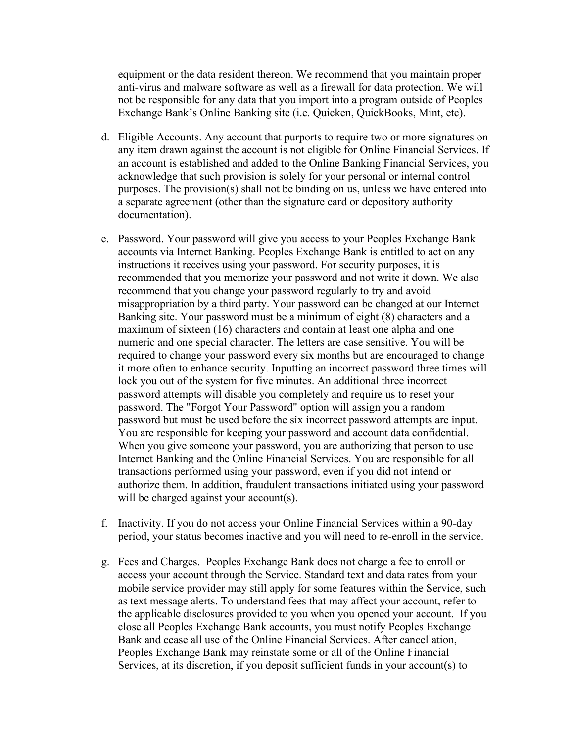equipment or the data resident thereon. We recommend that you maintain proper anti-virus and malware software as well as a firewall for data protection. We will not be responsible for any data that you import into a program outside of Peoples Exchange Bank's Online Banking site (i.e. Quicken, QuickBooks, Mint, etc).

d. Eligible Accounts. Any account that purports to require two or more signatures on any item drawn against the account is not eligible for Online Financial Services. If an account is established and added to the Online Banking Financial Services, you acknowledge that such provision is solely for your personal or internal control purposes. The provision(s) shall not be binding on us, unless we have entered into a separate agreement (other than the signature card or depository authority documentation).

e. Password. Your password will give you access to your Peoples Exchange Bank accounts via Internet Banking. Peoples Exchange Bank is entitled to act on any instructions it receives using your password. For security purposes, it is recommended that you memorize your password and not write it down. We also recommend that you change your password regularly to try and avoid misappropriation by a third party. Your password can be changed at our Internet Banking site. Your password must be a minimum of eight (8) characters and a maximum of sixteen (16) characters and contain at least one alpha and one numeric and one special character. The letters are case sensitive. You will be required to change your password every six months but are encouraged to change it more often to enhance security. Inputting an incorrect password three times will lock you out of the system for five minutes. An additional three incorrect password attempts will disable you completely and require us to reset your password. The "Forgot Your Password" option will assign you a random password but must be used before the six incorrect password attempts are input. You are responsible for keeping your password and account data confidential. When you give someone your password, you are authorizing that person to use Internet Banking and the Online Financial Services. You are responsible for all transactions performed using your password, even if you did not intend or authorize them. In addition, fraudulent transactions initiated using your password will be charged against your account(s).

f. Inactivity. If you do not access your Online Financial Services within a 90-day period, your status becomes inactive and you will need to re-enroll in the service.

g. Fees and Charges. Peoples Exchange Bank does not charge a fee to enroll or access your account through the Service. Standard text and data rates from your mobile service provider may still apply for some features within the Service, such as text message alerts. To understand fees that may affect your account, refer to the applicable disclosures provided to you when you opened your account. If you close all Peoples Exchange Bank accounts, you must notify Peoples Exchange Bank and cease all use of the Online Financial Services. After cancellation, Peoples Exchange Bank may reinstate some or all of the Online Financial Services, at its discretion, if you deposit sufficient funds in your account(s) to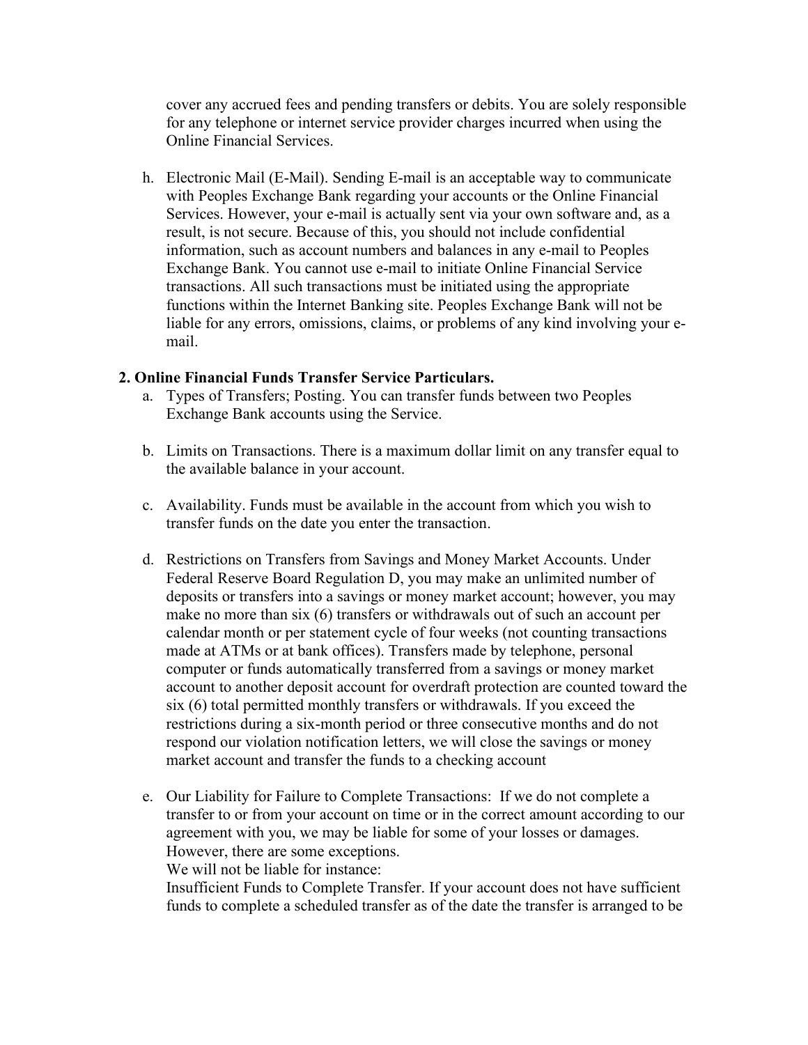cover any accrued fees and pending transfers or debits. You are solely responsible for any telephone or internet service provider charges incurred when using the Online Financial Services.

h. Electronic Mail (E-Mail). Sending E-mail is an acceptable way to communicate with Peoples Exchange Bank regarding your accounts or the Online Financial Services. However, your e-mail is actually sent via your own software and, as a result, is not secure. Because of this, you should not include confidential information, such as account numbers and balances in any e-mail to Peoples Exchange Bank. You cannot use e-mail to initiate Online Financial Service transactions. All such transactions must be initiated using the appropriate functions within the Internet Banking site. Peoples Exchange Bank will not be liable for any errors, omissions, claims, or problems of any kind involving your e-mail.

**2. Online Financial Funds Transfer Service Particulars.**

a. Types of Transfers; Posting. You can transfer funds between two Peoples Exchange Bank accounts using the Service.

b. Limits on Transactions. There is a maximum dollar limit on any transfer equal to the available balance in your account.

c. Availability. Funds must be available in the account from which you wish to transfer funds on the date you enter the transaction.

d. Restrictions on Transfers from Savings and Money Market Accounts. Under Federal Reserve Board Regulation D, you may make an unlimited number of deposits or transfers into a savings or money market account; however, you may make no more than six (6) transfers or withdrawals out of such an account per calendar month or per statement cycle of four weeks (not counting transactions made at ATMs or at bank offices). Transfers made by telephone, personal computer or funds automatically transferred from a savings or money market account to another deposit account for overdraft protection are counted toward the six (6) total permitted monthly transfers or withdrawals. If you exceed the restrictions during a six-month period or three consecutive months and do not respond our violation notification letters, we will close the savings or money market account and transfer the funds to a checking account

e. Our Liability for Failure to Complete Transactions: If we do not complete a transfer to or from your account on time or in the correct amount according to our agreement with you, we may be liable for some of your losses or damages. However, there are some exceptions.
We will not be liable for instance:
Insufficient Funds to Complete Transfer. If your account does not have sufficient funds to complete a scheduled transfer as of the date the transfer is arranged to be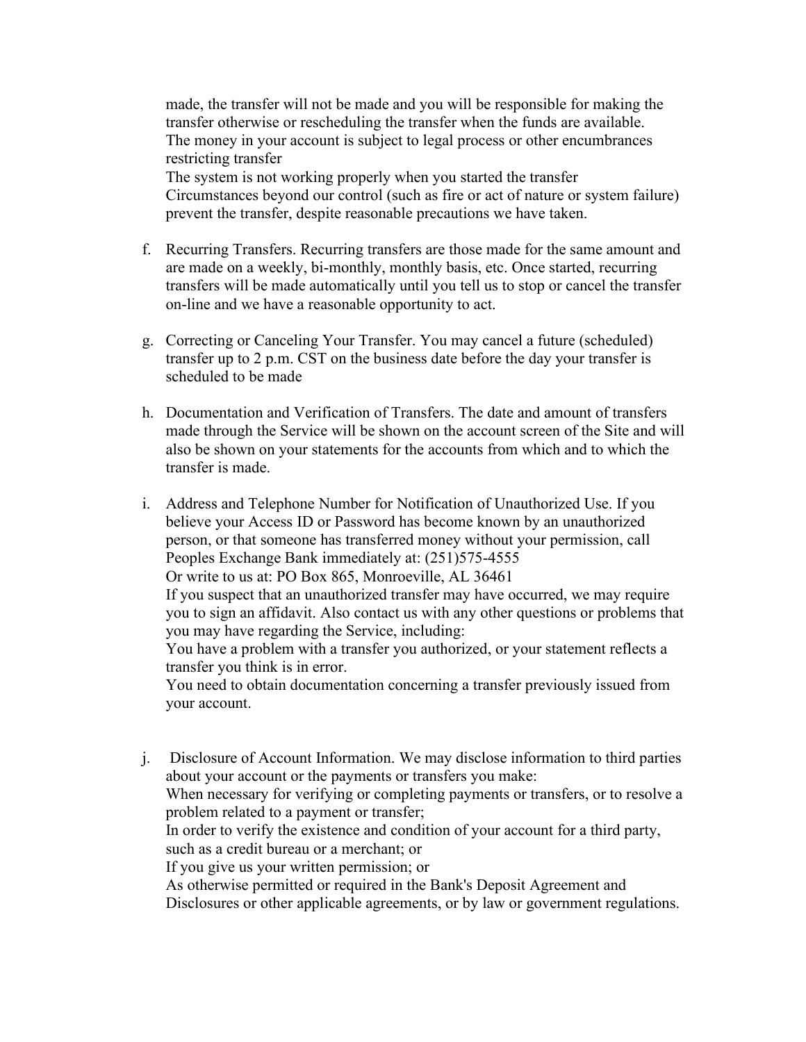made, the transfer will not be made and you will be responsible for making the transfer otherwise or rescheduling the transfer when the funds are available.
The money in your account is subject to legal process or other encumbrances restricting transfer
The system is not working properly when you started the transfer
Circumstances beyond our control (such as fire or act of nature or system failure) prevent the transfer, despite reasonable precautions we have taken.

f. Recurring Transfers. Recurring transfers are those made for the same amount and are made on a weekly, bi-monthly, monthly basis, etc. Once started, recurring transfers will be made automatically until you tell us to stop or cancel the transfer on-line and we have a reasonable opportunity to act.

g. Correcting or Canceling Your Transfer. You may cancel a future (scheduled) transfer up to 2 p.m. CST on the business date before the day your transfer is scheduled to be made

h. Documentation and Verification of Transfers. The date and amount of transfers made through the Service will be shown on the account screen of the Site and will also be shown on your statements for the accounts from which and to which the transfer is made.

i. Address and Telephone Number for Notification of Unauthorized Use. If you believe your Access ID or Password has become known by an unauthorized person, or that someone has transferred money without your permission, call Peoples Exchange Bank immediately at: (251)575-4555
Or write to us at: PO Box 865, Monroeville, AL 36461
If you suspect that an unauthorized transfer may have occurred, we may require you to sign an affidavit. Also contact us with any other questions or problems that you may have regarding the Service, including:
You have a problem with a transfer you authorized, or your statement reflects a transfer you think is in error.
You need to obtain documentation concerning a transfer previously issued from your account.

j. Disclosure of Account Information. We may disclose information to third parties about your account or the payments or transfers you make:
When necessary for verifying or completing payments or transfers, or to resolve a problem related to a payment or transfer;
In order to verify the existence and condition of your account for a third party, such as a credit bureau or a merchant; or
If you give us your written permission; or
As otherwise permitted or required in the Bank's Deposit Agreement and Disclosures or other applicable agreements, or by law or government regulations.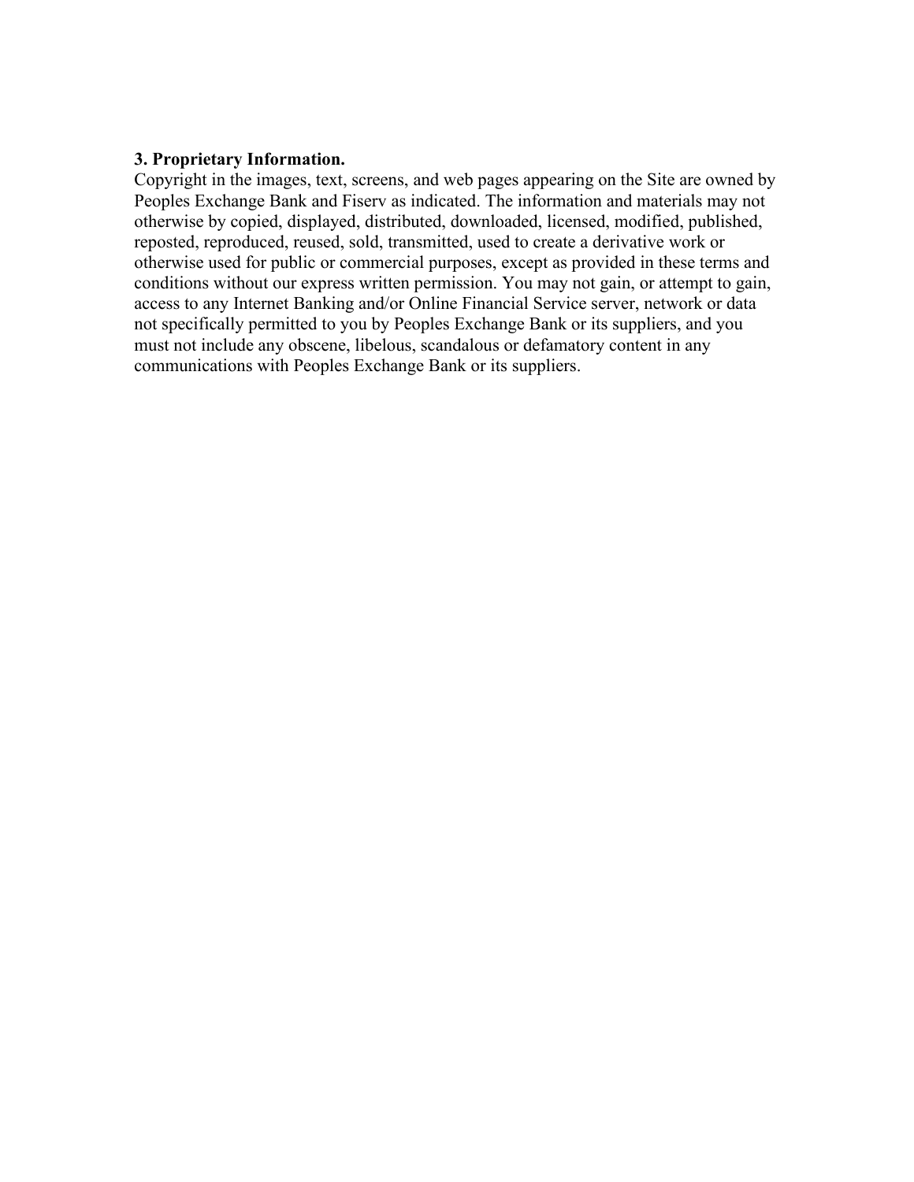**3. Proprietary Information.**

Copyright in the images, text, screens, and web pages appearing on the Site are owned by Peoples Exchange Bank and Fiserv as indicated. The information and materials may not otherwise by copied, displayed, distributed, downloaded, licensed, modified, published, reposted, reproduced, reused, sold, transmitted, used to create a derivative work or otherwise used for public or commercial purposes, except as provided in these terms and conditions without our express written permission. You may not gain, or attempt to gain, access to any Internet Banking and/or Online Financial Service server, network or data not specifically permitted to you by Peoples Exchange Bank or its suppliers, and you must not include any obscene, libelous, scandalous or defamatory content in any communications with Peoples Exchange Bank or its suppliers.